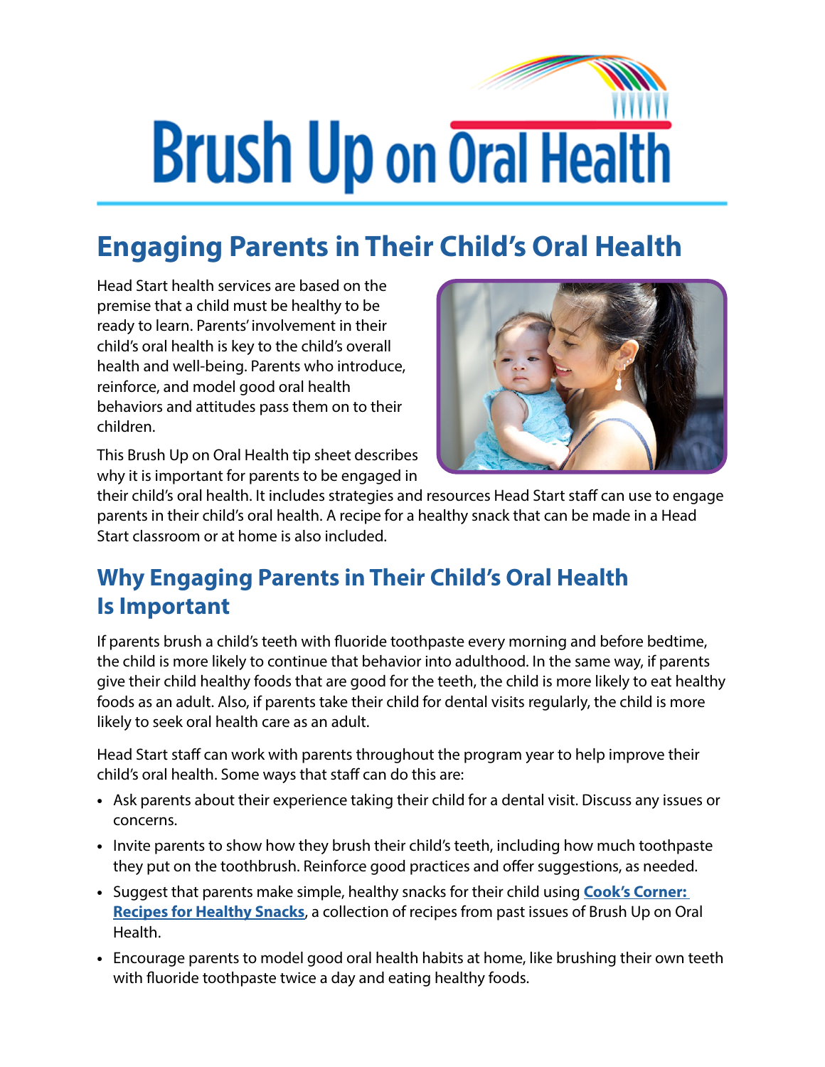# Brush Up on Oral Health

## Engaging Parents in Their Child's Oral Health

Head Start health services are based on the premise that a child must be healthy to be ready to learn. Parents' involvement in their child's oral health is key to the child's overall health and well-being. Parents who introduce, reinforce, and model good oral health behaviors and attitudes pass them on to their children.

This Brush Up on Oral Health tip sheet describes why it is important for parents to be engaged in their child's oral health. It includes strategies and resources Head Start staff can use to engage parents in their child's oral health. A recipe for a healthy snack that can be made in a Head Start classroom or at home is also included.

## Why Engaging Parents in Their Child's Oral Health Is Important

If parents brush a child's teeth with fluoride toothpaste every morning and before bedtime, the child is more likely to continue that behavior into adulthood. In the same way, if parents give their child healthy foods that are good for the teeth, the child is more likely to eat healthy foods as an adult. Also, if parents take their child for dental visits regularly, the child is more likely to seek oral health care as an adult.

Head Start staff can work with parents throughout the program year to help improve their child's oral health. Some ways that staff can do this are:

- Ask parents about their experience taking their child for a dental visit. Discuss any issues or concerns.
- Invite parents to show how they brush their child's teeth, including how much toothpaste they put on the toothbrush. Reinforce good practices and offer suggestions, as needed.
- Suggest that parents make simple, healthy snacks for their child using **Cook's Corner: Recipes for Healthy Snacks**, a collection of recipes from past issues of Brush Up on Oral Health.
- Encourage parents to model good oral health habits at home, like brushing their own teeth with fluoride toothpaste twice a day and eating healthy foods.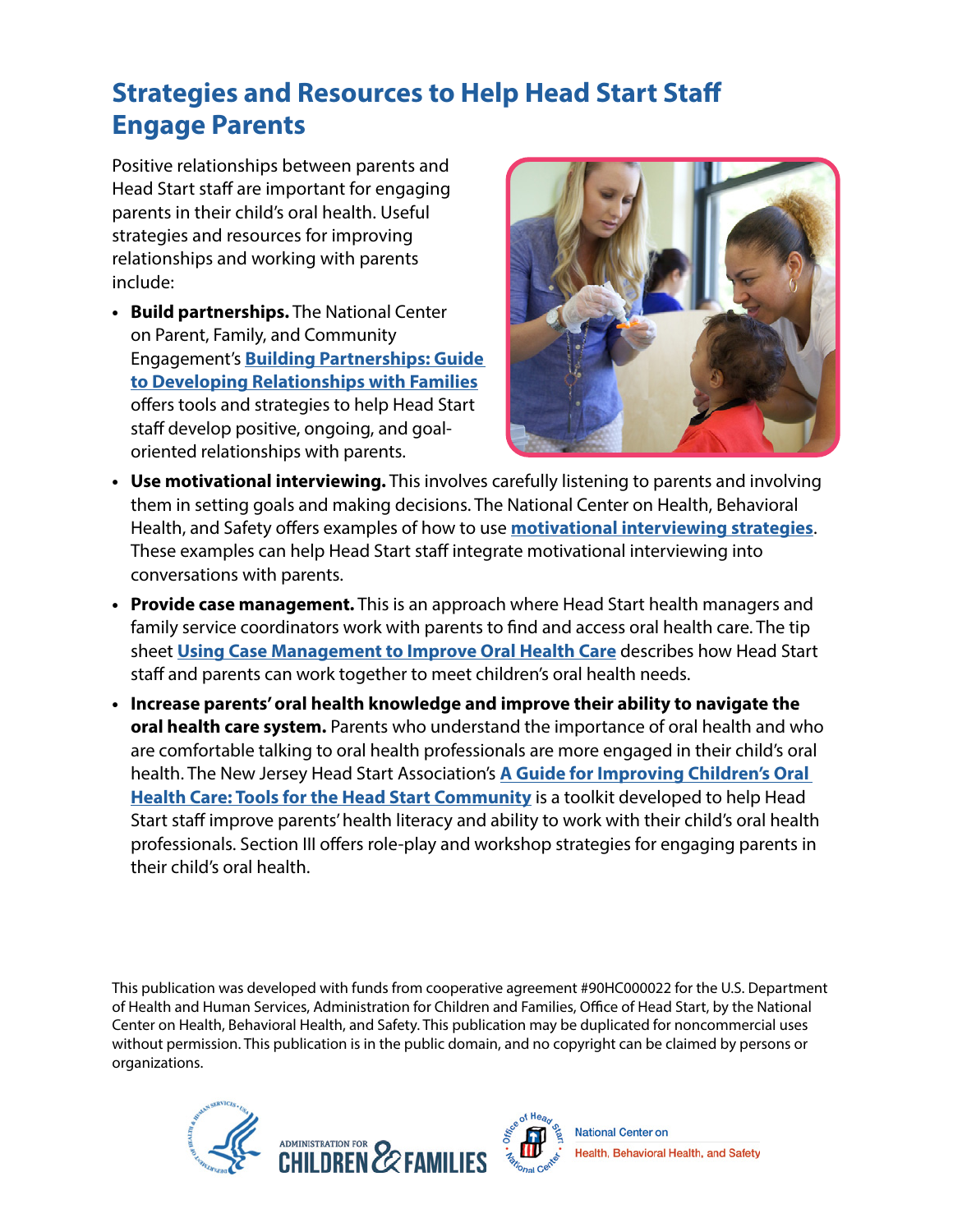# Strategies and Resources to Help Head Start Staff Engage Parents

Positive relationships between parents and Head Start staff are important for engaging parents in their child's oral health. Useful strategies and resources for improving relationships and working with parents include:

- **Build partnerships.** The National Center on Parent, Family, and Community Engagement's **Building Partnerships: Guide to Developing Relationships with Families** offers tools and strategies to help Head Start staff develop positive, ongoing, and goal-oriented relationships with parents.
- **Use motivational interviewing.** This involves carefully listening to parents and involving them in setting goals and making decisions. The National Center on Health, Behavioral Health, and Safety offers examples of how to use **motivational interviewing strategies**. These examples can help Head Start staff integrate motivational interviewing into conversations with parents.
- **Provide case management.** This is an approach where Head Start health managers and family service coordinators work with parents to find and access oral health care. The tip sheet **Using Case Management to Improve Oral Health Care** describes how Head Start staff and parents can work together to meet children's oral health needs.
- **Increase parents' oral health knowledge and improve their ability to navigate the oral health care system.** Parents who understand the importance of oral health and who are comfortable talking to oral health professionals are more engaged in their child's oral health. The New Jersey Head Start Association's **A Guide for Improving Children's Oral Health Care: Tools for the Head Start Community** is a toolkit developed to help Head Start staff improve parents' health literacy and ability to work with their child's oral health professionals. Section III offers role-play and workshop strategies for engaging parents in their child's oral health.

This publication was developed with funds from cooperative agreement #90HC000022 for the U.S. Department of Health and Human Services, Administration for Children and Families, Office of Head Start, by the National Center on Health, Behavioral Health, and Safety. This publication may be duplicated for noncommercial uses without permission. This publication is in the public domain, and no copyright can be claimed by persons or organizations.